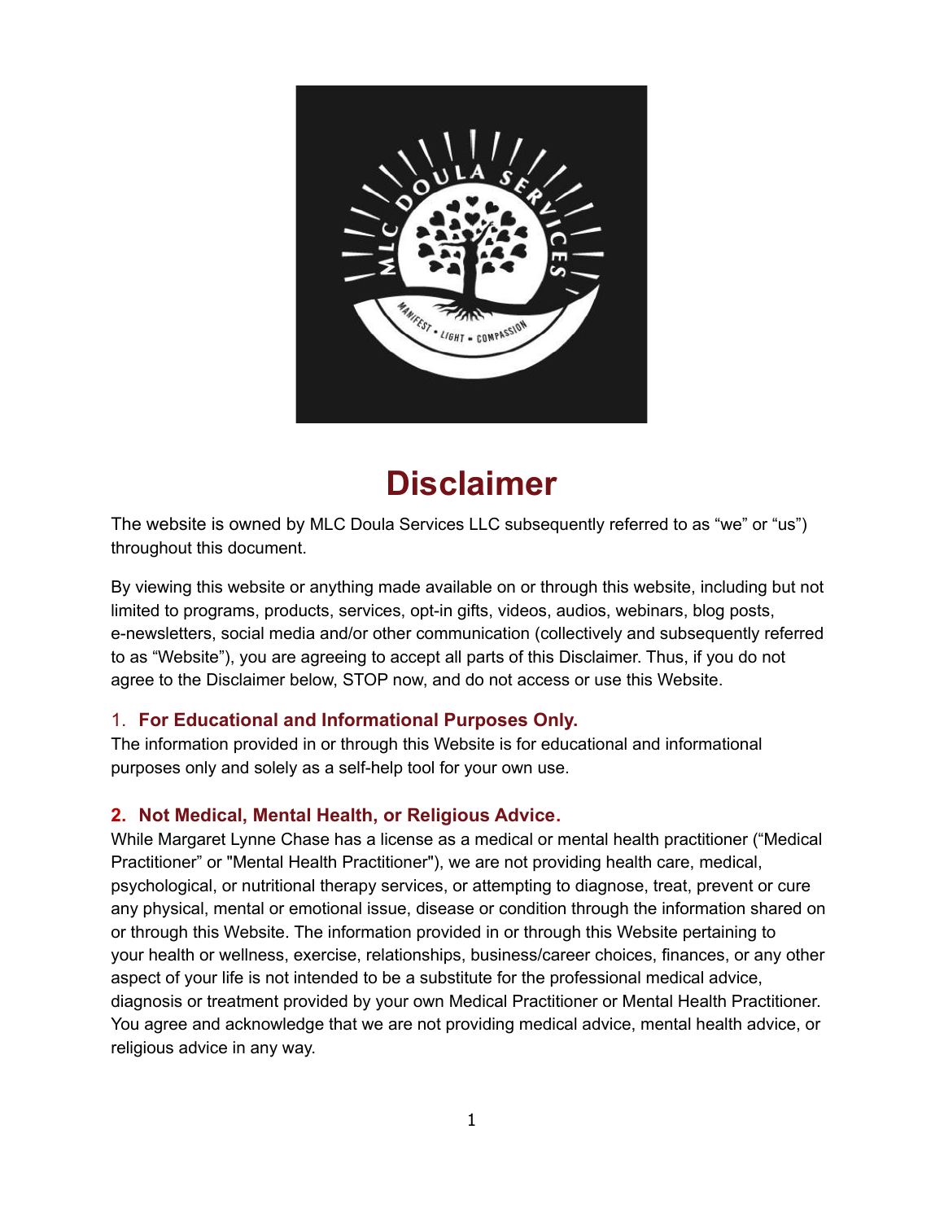# Disclaimer

The website is owned by MLC Doula Services LLC subsequently referred to as “we” or “us”) throughout this document.

By viewing this website or anything made available on or through this website, including but not limited to programs, products, services, opt-in gifts, videos, audios, webinars, blog posts, e-newsletters, social media and/or other communication (collectively and subsequently referred to as “Website”), you are agreeing to accept all parts of this Disclaimer. Thus, if you do not agree to the Disclaimer below, STOP now, and do not access or use this Website.

### 1. For Educational and Informational Purposes Only.

The information provided in or through this Website is for educational and informational purposes only and solely as a self-help tool for your own use.

### 2. Not Medical, Mental Health, or Religious Advice.

While Margaret Lynne Chase has a license as a medical or mental health practitioner (“Medical Practitioner” or "Mental Health Practitioner"), we are not providing health care, medical, psychological, or nutritional therapy services, or attempting to diagnose, treat, prevent or cure any physical, mental or emotional issue, disease or condition through the information shared on or through this Website. The information provided in or through this Website pertaining to your health or wellness, exercise, relationships, business/career choices, finances, or any other aspect of your life is not intended to be a substitute for the professional medical advice, diagnosis or treatment provided by your own Medical Practitioner or Mental Health Practitioner. You agree and acknowledge that we are not providing medical advice, mental health advice, or religious advice in any way.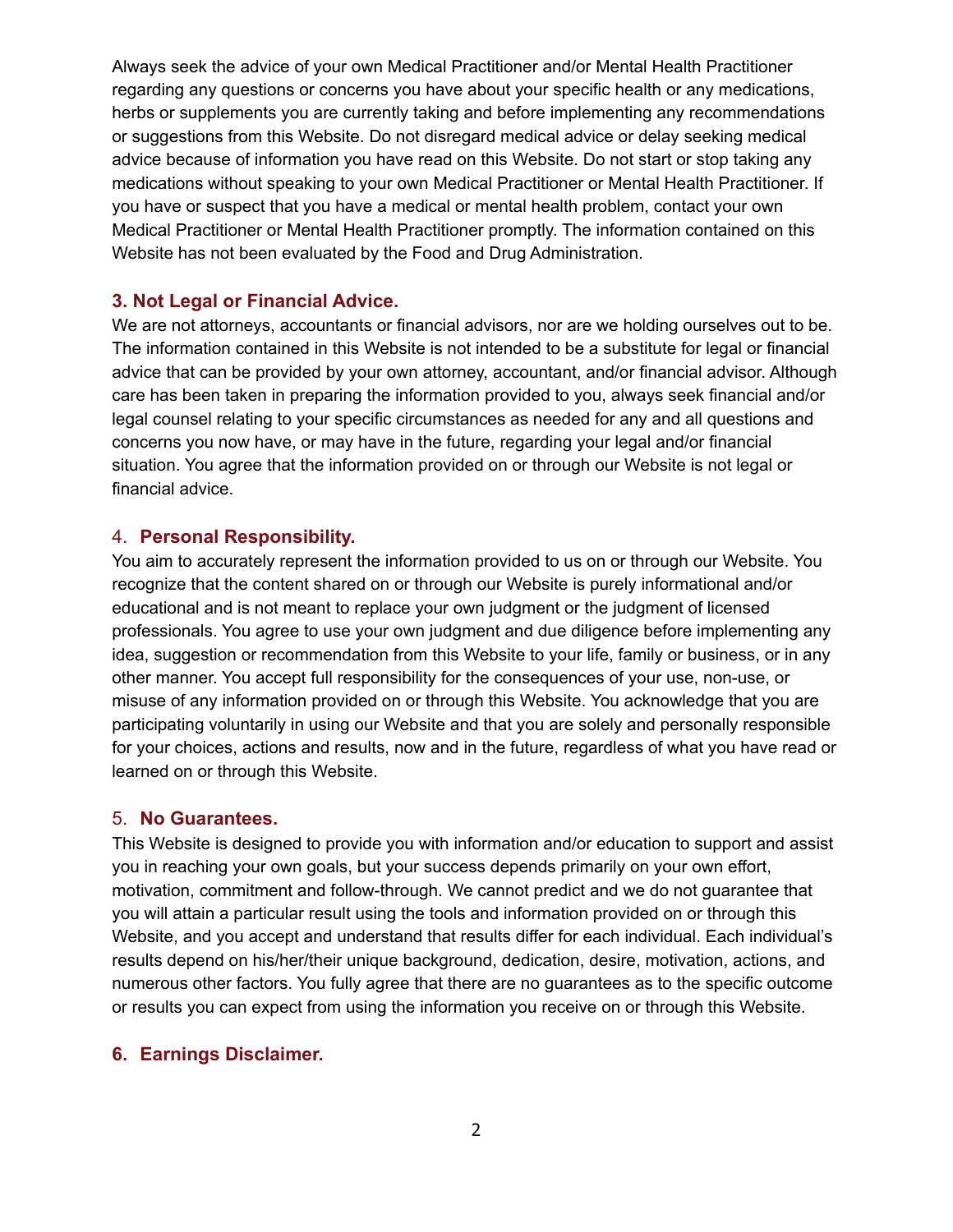Always seek the advice of your own Medical Practitioner and/or Mental Health Practitioner regarding any questions or concerns you have about your specific health or any medications, herbs or supplements you are currently taking and before implementing any recommendations or suggestions from this Website. Do not disregard medical advice or delay seeking medical advice because of information you have read on this Website. Do not start or stop taking any medications without speaking to your own Medical Practitioner or Mental Health Practitioner. If you have or suspect that you have a medical or mental health problem, contact your own Medical Practitioner or Mental Health Practitioner promptly. The information contained on this Website has not been evaluated by the Food and Drug Administration.

### 3. Not Legal or Financial Advice.

We are not attorneys, accountants or financial advisors, nor are we holding ourselves out to be. The information contained in this Website is not intended to be a substitute for legal or financial advice that can be provided by your own attorney, accountant, and/or financial advisor. Although care has been taken in preparing the information provided to you, always seek financial and/or legal counsel relating to your specific circumstances as needed for any and all questions and concerns you now have, or may have in the future, regarding your legal and/or financial situation. You agree that the information provided on or through our Website is not legal or financial advice.

### 4. Personal Responsibility.

You aim to accurately represent the information provided to us on or through our Website. You recognize that the content shared on or through our Website is purely informational and/or educational and is not meant to replace your own judgment or the judgment of licensed professionals. You agree to use your own judgment and due diligence before implementing any idea, suggestion or recommendation from this Website to your life, family or business, or in any other manner. You accept full responsibility for the consequences of your use, non-use, or misuse of any information provided on or through this Website. You acknowledge that you are participating voluntarily in using our Website and that you are solely and personally responsible for your choices, actions and results, now and in the future, regardless of what you have read or learned on or through this Website.

### 5. No Guarantees.

This Website is designed to provide you with information and/or education to support and assist you in reaching your own goals, but your success depends primarily on your own effort, motivation, commitment and follow-through. We cannot predict and we do not guarantee that you will attain a particular result using the tools and information provided on or through this Website, and you accept and understand that results differ for each individual. Each individual's results depend on his/her/their unique background, dedication, desire, motivation, actions, and numerous other factors. You fully agree that there are no guarantees as to the specific outcome or results you can expect from using the information you receive on or through this Website.

### 6. Earnings Disclaimer.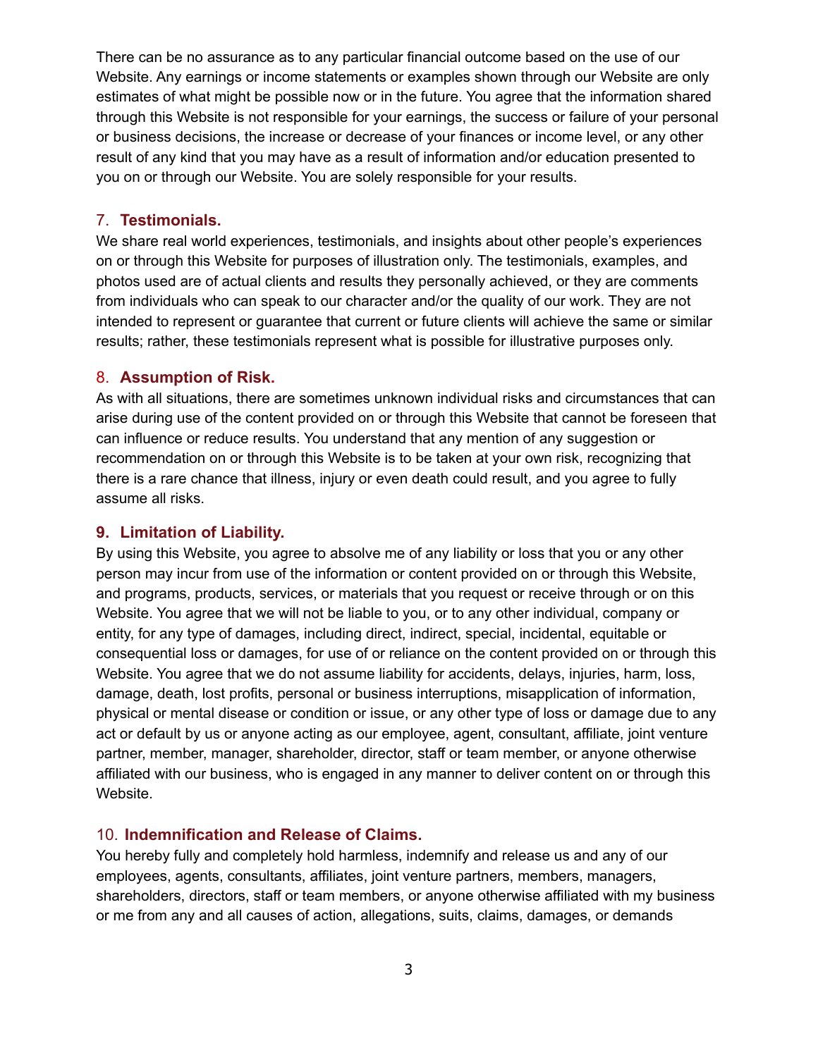There can be no assurance as to any particular financial outcome based on the use of our Website. Any earnings or income statements or examples shown through our Website are only estimates of what might be possible now or in the future. You agree that the information shared through this Website is not responsible for your earnings, the success or failure of your personal or business decisions, the increase or decrease of your finances or income level, or any other result of any kind that you may have as a result of information and/or education presented to you on or through our Website. You are solely responsible for your results.

## 7. **Testimonials.**

We share real world experiences, testimonials, and insights about other people's experiences on or through this Website for purposes of illustration only. The testimonials, examples, and photos used are of actual clients and results they personally achieved, or they are comments from individuals who can speak to our character and/or the quality of our work. They are not intended to represent or guarantee that current or future clients will achieve the same or similar results; rather, these testimonials represent what is possible for illustrative purposes only.

## 8. **Assumption of Risk.**

As with all situations, there are sometimes unknown individual risks and circumstances that can arise during use of the content provided on or through this Website that cannot be foreseen that can influence or reduce results. You understand that any mention of any suggestion or recommendation on or through this Website is to be taken at your own risk, recognizing that there is a rare chance that illness, injury or even death could result, and you agree to fully assume all risks.

## **9. Limitation of Liability.**

By using this Website, you agree to absolve me of any liability or loss that you or any other person may incur from use of the information or content provided on or through this Website, and programs, products, services, or materials that you request or receive through or on this Website. You agree that we will not be liable to you, or to any other individual, company or entity, for any type of damages, including direct, indirect, special, incidental, equitable or consequential loss or damages, for use of or reliance on the content provided on or through this Website. You agree that we do not assume liability for accidents, delays, injuries, harm, loss, damage, death, lost profits, personal or business interruptions, misapplication of information, physical or mental disease or condition or issue, or any other type of loss or damage due to any act or default by us or anyone acting as our employee, agent, consultant, affiliate, joint venture partner, member, manager, shareholder, director, staff or team member, or anyone otherwise affiliated with our business, who is engaged in any manner to deliver content on or through this Website.

## 10. **Indemnification and Release of Claims.**

You hereby fully and completely hold harmless, indemnify and release us and any of our employees, agents, consultants, affiliates, joint venture partners, members, managers, shareholders, directors, staff or team members, or anyone otherwise affiliated with my business or me from any and all causes of action, allegations, suits, claims, damages, or demands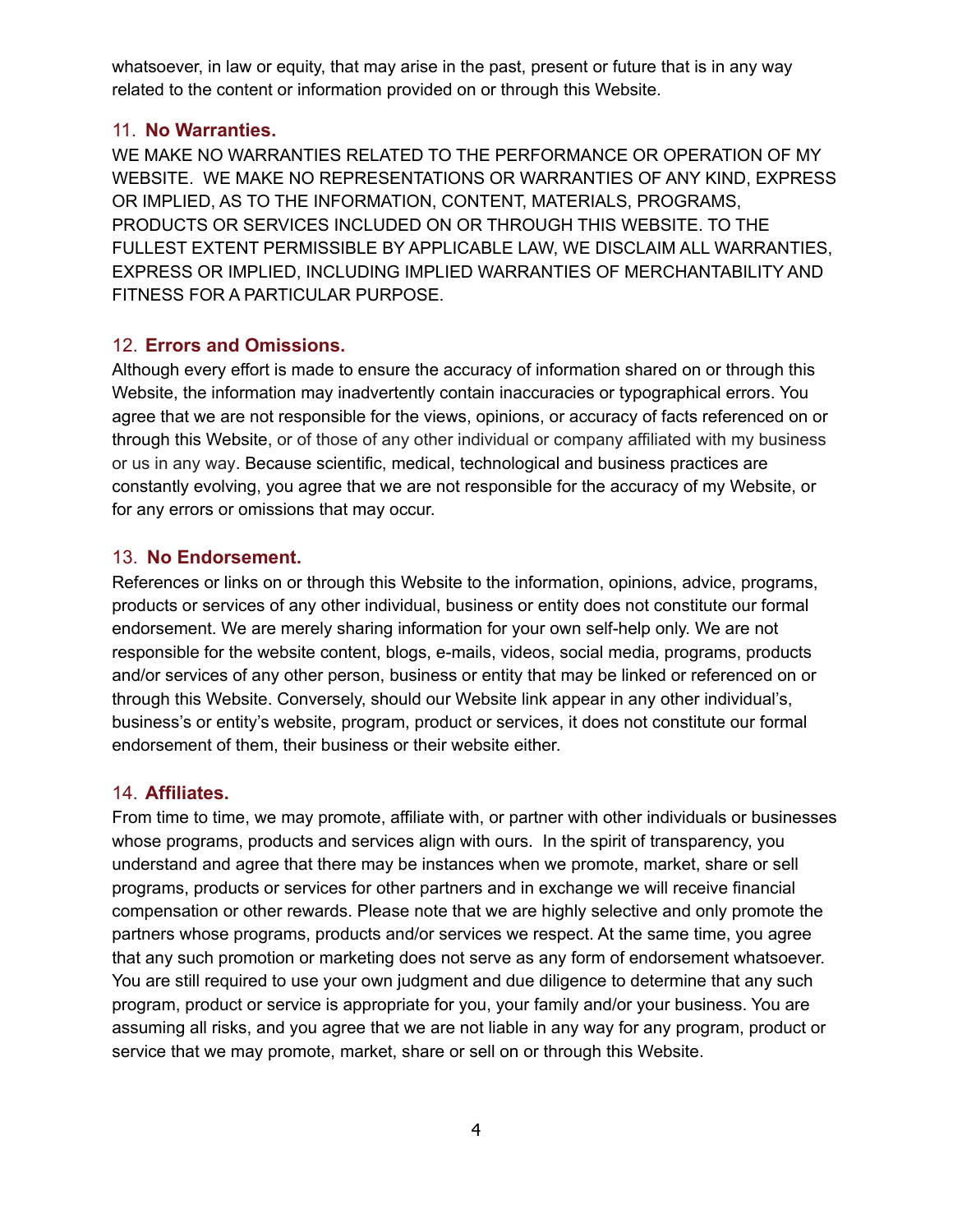whatsoever, in law or equity, that may arise in the past, present or future that is in any way related to the content or information provided on or through this Website.

## 11. **No Warranties.**

WE MAKE NO WARRANTIES RELATED TO THE PERFORMANCE OR OPERATION OF MY WEBSITE. WE MAKE NO REPRESENTATIONS OR WARRANTIES OF ANY KIND, EXPRESS OR IMPLIED, AS TO THE INFORMATION, CONTENT, MATERIALS, PROGRAMS, PRODUCTS OR SERVICES INCLUDED ON OR THROUGH THIS WEBSITE. TO THE FULLEST EXTENT PERMISSIBLE BY APPLICABLE LAW, WE DISCLAIM ALL WARRANTIES, EXPRESS OR IMPLIED, INCLUDING IMPLIED WARRANTIES OF MERCHANTABILITY AND FITNESS FOR A PARTICULAR PURPOSE.

## 12. **Errors and Omissions.**

Although every effort is made to ensure the accuracy of information shared on or through this Website, the information may inadvertently contain inaccuracies or typographical errors. You agree that we are not responsible for the views, opinions, or accuracy of facts referenced on or through this Website, or of those of any other individual or company affiliated with my business or us in any way. Because scientific, medical, technological and business practices are constantly evolving, you agree that we are not responsible for the accuracy of my Website, or for any errors or omissions that may occur.

## 13. **No Endorsement.**

References or links on or through this Website to the information, opinions, advice, programs, products or services of any other individual, business or entity does not constitute our formal endorsement. We are merely sharing information for your own self-help only. We are not responsible for the website content, blogs, e-mails, videos, social media, programs, products and/or services of any other person, business or entity that may be linked or referenced on or through this Website. Conversely, should our Website link appear in any other individual's, business's or entity's website, program, product or services, it does not constitute our formal endorsement of them, their business or their website either.

## 14. **Affiliates.**

From time to time, we may promote, affiliate with, or partner with other individuals or businesses whose programs, products and services align with ours. In the spirit of transparency, you understand and agree that there may be instances when we promote, market, share or sell programs, products or services for other partners and in exchange we will receive financial compensation or other rewards. Please note that we are highly selective and only promote the partners whose programs, products and/or services we respect. At the same time, you agree that any such promotion or marketing does not serve as any form of endorsement whatsoever. You are still required to use your own judgment and due diligence to determine that any such program, product or service is appropriate for you, your family and/or your business. You are assuming all risks, and you agree that we are not liable in any way for any program, product or service that we may promote, market, share or sell on or through this Website.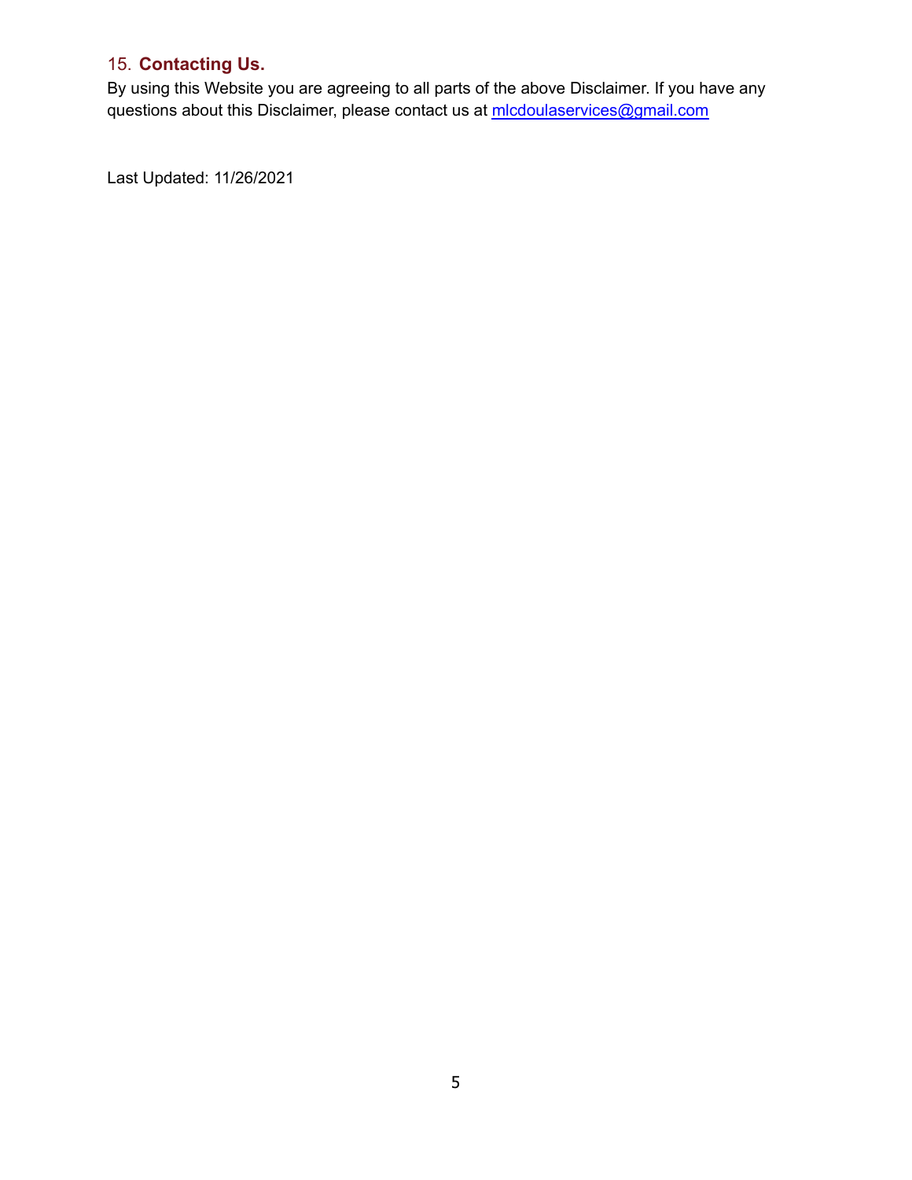## 15. **Contacting Us.**

By using this Website you are agreeing to all parts of the above Disclaimer. If you have any questions about this Disclaimer, please contact us at mlcdoulaservices@gmail.com

Last Updated: 11/26/2021